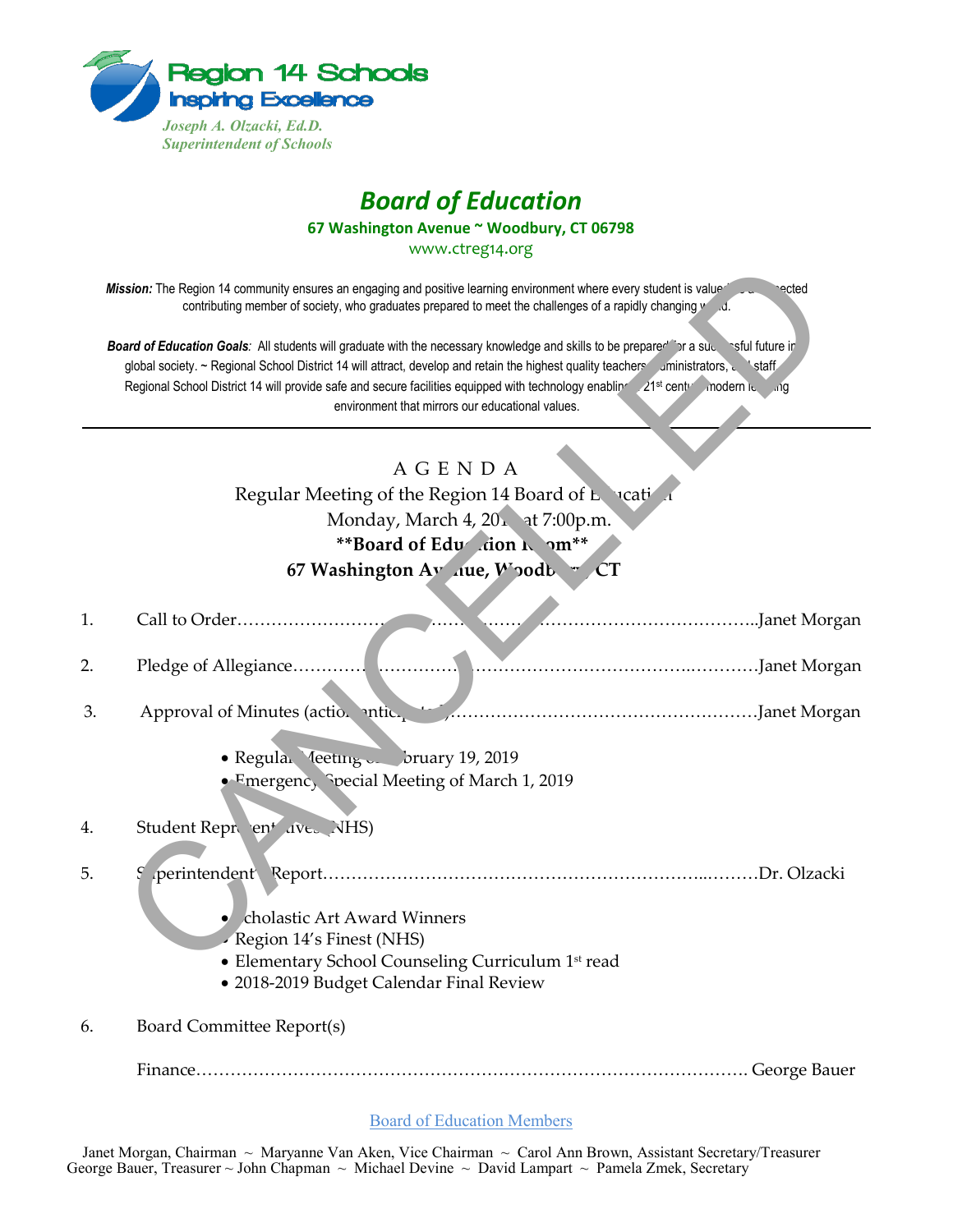Region 14 Schools
Inspiring Excellence

*Joseph A. Olzacki, Ed.D.*
*Superintendent of Schools*

# Board of Education

**67 Washington Avenue ~ Woodbury, CT 06798**

www.ctreg14.org

***Mission:*** The Region 14 community ensures an engaging and positive learning environment where every student is valued as a respected contributing member of society, who graduates prepared to meet the challenges of a rapidly changing world.

***Board of Education Goals**:* All students will graduate with the necessary knowledge and skills to be prepared for a successful future in global society. ~ Regional School District 14 will attract, develop and retain the highest quality teachers, administrators, and staff. Regional School District 14 will provide safe and secure facilities equipped with technology enabling a 21st century modern learning environment that mirrors our educational values.

CANCELLED

---

A G E N D A

Regular Meeting of the Region 14 Board of Education

Monday, March 4, 2019 at 7:00p.m.

**\*\*Board of Education Room\*\***

**67 Washington Avenue, Woodbury, CT**

1. Call to Order……………………………………………………………………………..Janet Morgan

2. Pledge of Allegiance…………………………………………………………………………Janet Morgan

3. Approval of Minutes (action anticipated)……………………………………………………Janet Morgan
   - Regular Meeting of February 19, 2019
   - Emergency Special Meeting of March 1, 2019

4. Student Representatives (NHS)

5. Superintendent's Report……………………………………………………………..………Dr. Olzacki
   - Scholastic Art Award Winners
   - Region 14's Finest (NHS)
   - Elementary School Counseling Curriculum 1st read
   - 2018-2019 Budget Calendar Final Review

6. Board Committee Report(s)

   Finance…………………………………………………………………………………. George Bauer

Board of Education Members

Janet Morgan, Chairman ~ Maryanne Van Aken, Vice Chairman ~ Carol Ann Brown, Assistant Secretary/Treasurer
George Bauer, Treasurer ~ John Chapman ~ Michael Devine ~ David Lampart ~ Pamela Zmek, Secretary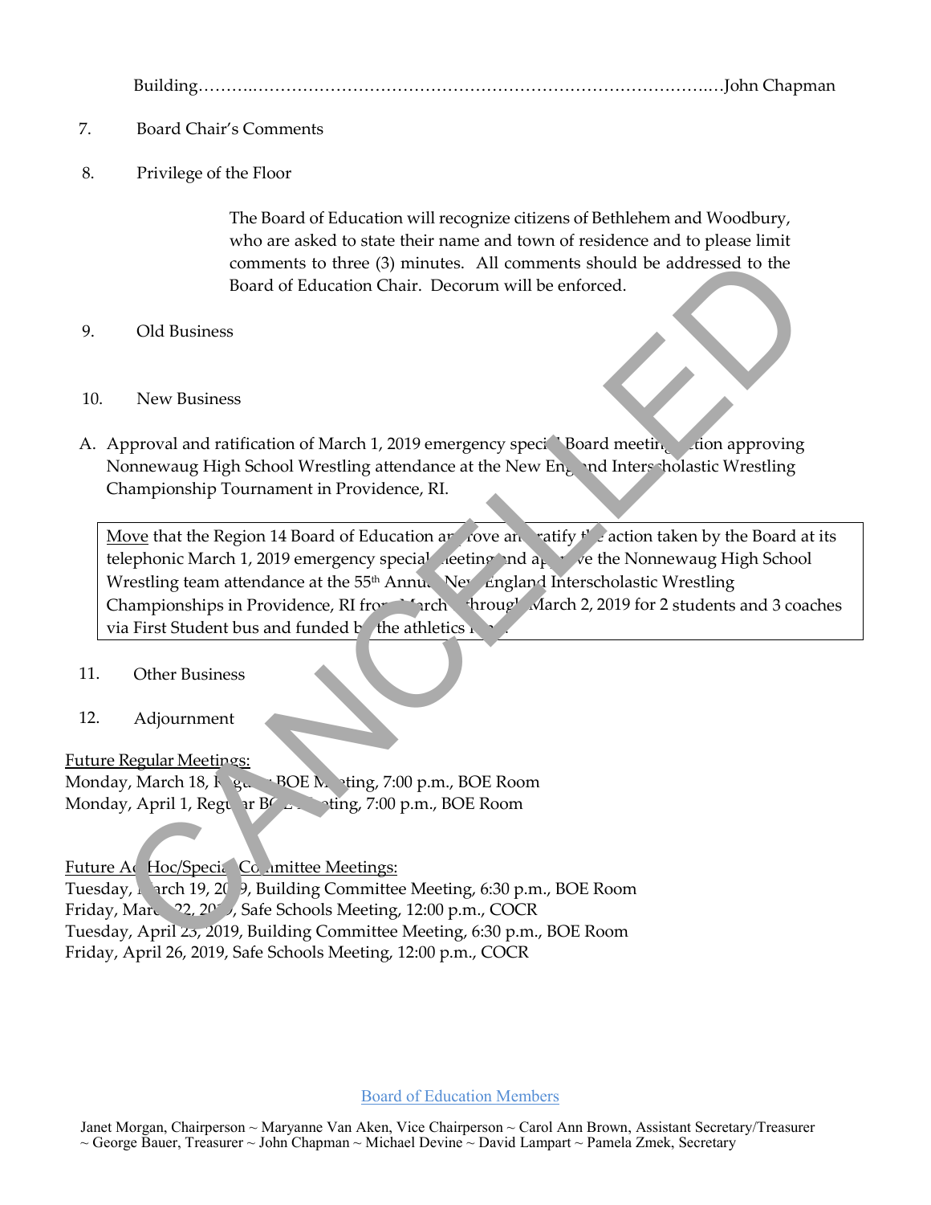Building………………………………………………………………………………John Chapman

7. Board Chair's Comments

8. Privilege of the Floor

   The Board of Education will recognize citizens of Bethlehem and Woodbury, who are asked to state their name and town of residence and to please limit comments to three (3) minutes. All comments should be addressed to the Board of Education Chair. Decorum will be enforced.

9. Old Business

10. New Business

A. Approval and ratification of March 1, 2019 emergency special Board meeting action approving Nonnewaug High School Wrestling attendance at the New England Interscholastic Wrestling Championship Tournament in Providence, RI.

> Move that the Region 14 Board of Education approve and ratify the action taken by the Board at its telephonic March 1, 2019 emergency special meeting and approve the Nonnewaug High School Wrestling team attendance at the 55th Annual New England Interscholastic Wrestling Championships in Providence, RI from March through March 2, 2019 for 2 students and 3 coaches via First Student bus and funded by the athletics line.

11. Other Business

12. Adjournment

Future Regular Meetings:
Monday, March 18, Regular BOE Meeting, 7:00 p.m., BOE Room
Monday, April 1, Regular BOE Meeting, 7:00 p.m., BOE Room

Future Ad Hoc/Special Committee Meetings:
Tuesday, March 19, 2019, Building Committee Meeting, 6:30 p.m., BOE Room
Friday, March 22, 2019, Safe Schools Meeting, 12:00 p.m., COCR
Tuesday, April 23, 2019, Building Committee Meeting, 6:30 p.m., BOE Room
Friday, April 26, 2019, Safe Schools Meeting, 12:00 p.m., COCR

CANCELLED

Board of Education Members

Janet Morgan, Chairperson ~ Maryanne Van Aken, Vice Chairperson ~ Carol Ann Brown, Assistant Secretary/Treasurer ~ George Bauer, Treasurer ~ John Chapman ~ Michael Devine ~ David Lampart ~ Pamela Zmek, Secretary